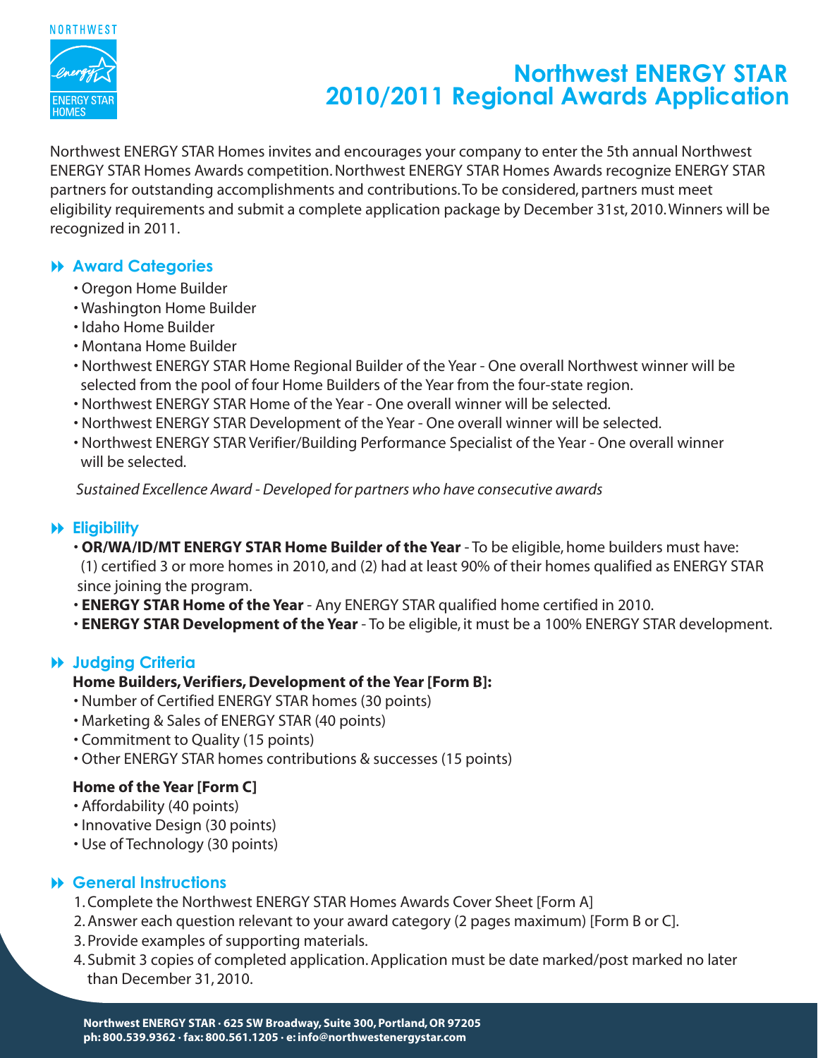NORTHWEST

ENERGY STAR HOMES

# Northwest ENERGY STAR 2010/2011 Regional Awards Application

Northwest ENERGY STAR Homes invites and encourages your company to enter the 5th annual Northwest ENERGY STAR Homes Awards competition. Northwest ENERGY STAR Homes Awards recognize ENERGY STAR partners for outstanding accomplishments and contributions. To be considered, partners must meet eligibility requirements and submit a complete application package by December 31st, 2010. Winners will be recognized in 2011.

## Award Categories

- Oregon Home Builder
- Washington Home Builder
- Idaho Home Builder
- Montana Home Builder
- Northwest ENERGY STAR Home Regional Builder of the Year - One overall Northwest winner will be selected from the pool of four Home Builders of the Year from the four-state region.
- Northwest ENERGY STAR Home of the Year - One overall winner will be selected.
- Northwest ENERGY STAR Development of the Year - One overall winner will be selected.
- Northwest ENERGY STAR Verifier/Building Performance Specialist of the Year - One overall winner will be selected.

*Sustained Excellence Award - Developed for partners who have consecutive awards*

## Eligibility

- **OR/WA/ID/MT ENERGY STAR Home Builder of the Year** - To be eligible, home builders must have: (1) certified 3 or more homes in 2010, and (2) had at least 90% of their homes qualified as ENERGY STAR since joining the program.
- **ENERGY STAR Home of the Year** - Any ENERGY STAR qualified home certified in 2010.
- **ENERGY STAR Development of the Year** - To be eligible, it must be a 100% ENERGY STAR development.

## Judging Criteria

**Home Builders, Verifiers, Development of the Year [Form B]:**

- Number of Certified ENERGY STAR homes (30 points)
- Marketing & Sales of ENERGY STAR (40 points)
- Commitment to Quality (15 points)
- Other ENERGY STAR homes contributions & successes (15 points)

**Home of the Year [Form C]**

- Affordability (40 points)
- Innovative Design (30 points)
- Use of Technology (30 points)

## General Instructions

1. Complete the Northwest ENERGY STAR Homes Awards Cover Sheet [Form A]
2. Answer each question relevant to your award category (2 pages maximum) [Form B or C].
3. Provide examples of supporting materials.
4. Submit 3 copies of completed application. Application must be date marked/post marked no later than December 31, 2010.

**Northwest ENERGY STAR · 625 SW Broadway, Suite 300, Portland, OR 97205**
**ph: 800.539.9362 · fax: 800.561.1205 · e: info@northwestenergystar.com**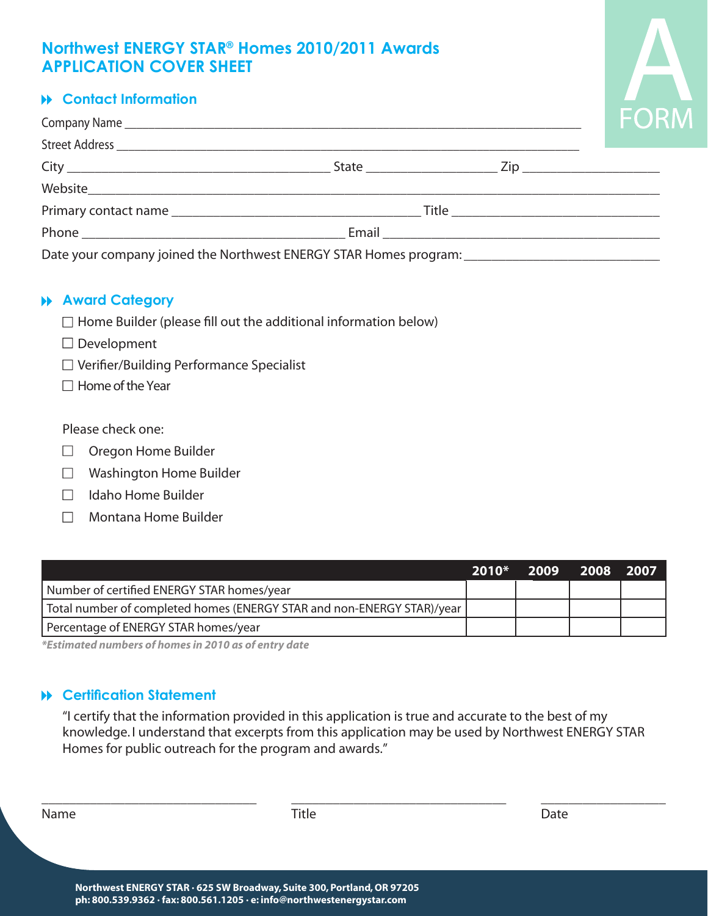# Northwest ENERGY STAR® Homes 2010/2011 Awards
# APPLICATION COVER SHEET

A FORM

## Contact Information

Company Name ____________________________________________

Street Address ____________________________________________

City ______________________ State ____________ Zip ____________

Website ____________________________________________

Primary contact name ______________________ Title ______________________

Phone ______________________ Email ______________________

Date your company joined the Northwest ENERGY STAR Homes program: ______________________

## Award Category

☐ Home Builder (please fill out the additional information below)

☐ Development

☐ Verifier/Building Performance Specialist

☐ Home of the Year

Please check one:

☐ Oregon Home Builder

☐ Washington Home Builder

☐ Idaho Home Builder

☐ Montana Home Builder

| | 2010* | 2009 | 2008 | 2007 |
|---|---|---|---|---|
| Number of certified ENERGY STAR homes/year | | | | |
| Total number of completed homes (ENERGY STAR and non-ENERGY STAR)/year | | | | |
| Percentage of ENERGY STAR homes/year | | | | |

*\*Estimated numbers of homes in 2010 as of entry date*

## Certification Statement

"I certify that the information provided in this application is true and accurate to the best of my knowledge. I understand that excerpts from this application may be used by Northwest ENERGY STAR Homes for public outreach for the program and awards."

______________________ ______________________ ______________________

Name Title Date

**Northwest ENERGY STAR · 625 SW Broadway, Suite 300, Portland, OR 97205**
**ph: 800.539.9362 · fax: 800.561.1205 · e: info@northwestenergystar.com**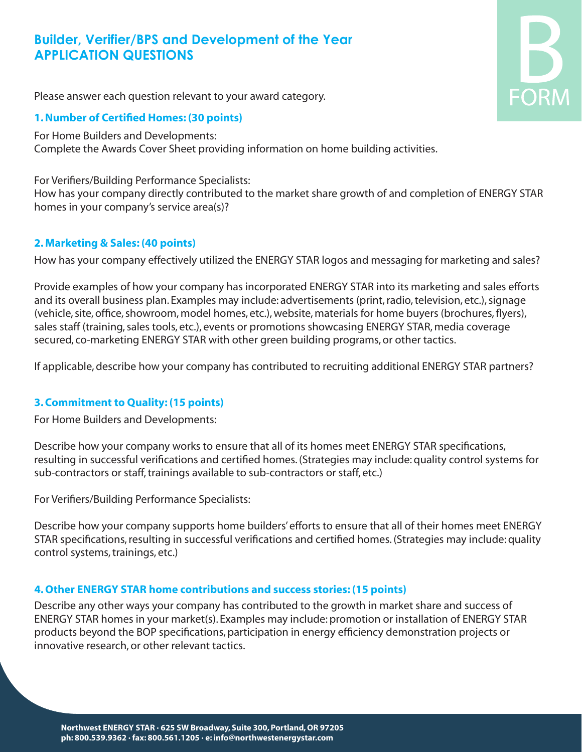# Builder, Verifier/BPS and Development of the Year
# APPLICATION QUESTIONS

B
FORM

Please answer each question relevant to your award category.

### 1. Number of Certified Homes: (30 points)

For Home Builders and Developments:
Complete the Awards Cover Sheet providing information on home building activities.

For Verifiers/Building Performance Specialists:
How has your company directly contributed to the market share growth of and completion of ENERGY STAR homes in your company's service area(s)?

### 2. Marketing & Sales: (40 points)

How has your company effectively utilized the ENERGY STAR logos and messaging for marketing and sales?

Provide examples of how your company has incorporated ENERGY STAR into its marketing and sales efforts and its overall business plan. Examples may include: advertisements (print, radio, television, etc.), signage (vehicle, site, office, showroom, model homes, etc.), website, materials for home buyers (brochures, flyers), sales staff (training, sales tools, etc.), events or promotions showcasing ENERGY STAR, media coverage secured, co-marketing ENERGY STAR with other green building programs, or other tactics.

If applicable, describe how your company has contributed to recruiting additional ENERGY STAR partners?

### 3. Commitment to Quality: (15 points)

For Home Builders and Developments:

Describe how your company works to ensure that all of its homes meet ENERGY STAR specifications, resulting in successful verifications and certified homes. (Strategies may include: quality control systems for sub-contractors or staff, trainings available to sub-contractors or staff, etc.)

For Verifiers/Building Performance Specialists:

Describe how your company supports home builders' efforts to ensure that all of their homes meet ENERGY STAR specifications, resulting in successful verifications and certified homes. (Strategies may include: quality control systems, trainings, etc.)

### 4. Other ENERGY STAR home contributions and success stories: (15 points)

Describe any other ways your company has contributed to the growth in market share and success of ENERGY STAR homes in your market(s). Examples may include: promotion or installation of ENERGY STAR products beyond the BOP specifications, participation in energy efficiency demonstration projects or innovative research, or other relevant tactics.

**Northwest ENERGY STAR · 625 SW Broadway, Suite 300, Portland, OR 97205**
**ph: 800.539.9362 · fax: 800.561.1205 · e: info@northwestenergystar.com**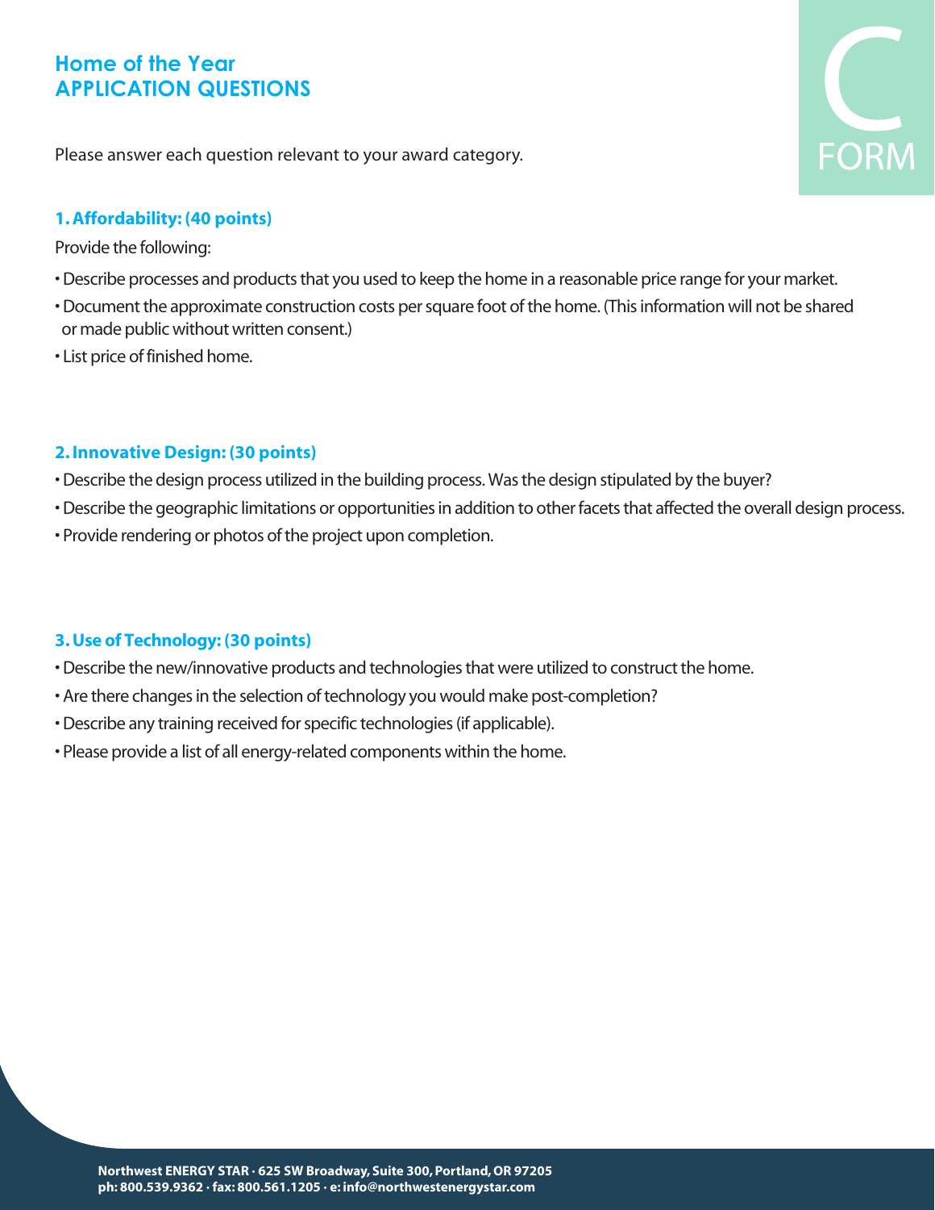## Home of the Year
## APPLICATION QUESTIONS

C FORM

Please answer each question relevant to your award category.

### 1. Affordability: (40 points)

Provide the following:

- Describe processes and products that you used to keep the home in a reasonable price range for your market.
- Document the approximate construction costs per square foot of the home. (This information will not be shared or made public without written consent.)
- List price of finished home.

### 2. Innovative Design: (30 points)

- Describe the design process utilized in the building process. Was the design stipulated by the buyer?
- Describe the geographic limitations or opportunities in addition to other facets that affected the overall design process.
- Provide rendering or photos of the project upon completion.

### 3. Use of Technology: (30 points)

- Describe the new/innovative products and technologies that were utilized to construct the home.
- Are there changes in the selection of technology you would make post-completion?
- Describe any training received for specific technologies (if applicable).
- Please provide a list of all energy-related components within the home.

**Northwest ENERGY STAR · 625 SW Broadway, Suite 300, Portland, OR 97205**
**ph: 800.539.9362 · fax: 800.561.1205 · e: info@northwestenergystar.com**